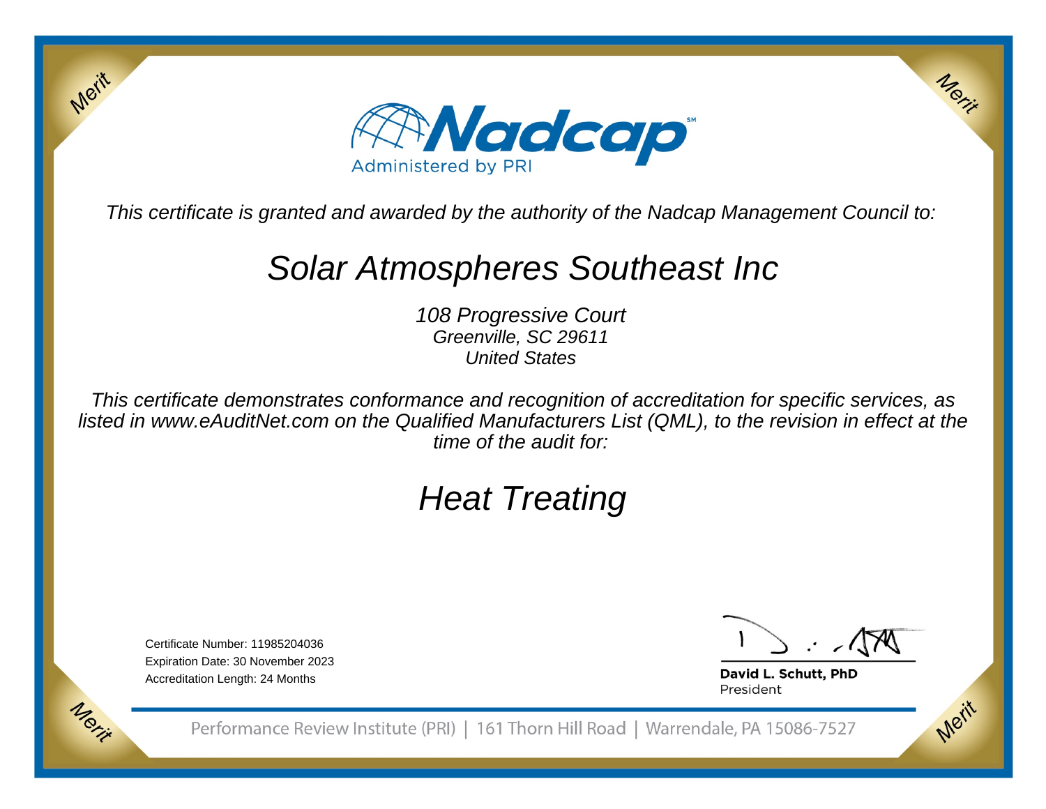Merit

Merit

# Nadcap

Administered by PRI

*This certificate is granted and awarded by the authority of the Nadcap Management Council to:*

## Solar Atmospheres Southeast Inc

*108 Progressive Court*
*Greenville, SC 29611*
*United States*

*This certificate demonstrates conformance and recognition of accreditation for specific services, as listed in www.eAuditNet.com on the Qualified Manufacturers List (QML), to the revision in effect at the time of the audit for:*

## *Heat Treating*

Certificate Number: 11985204036
Expiration Date: 30 November 2023
Accreditation Length: 24 Months

**David L. Schutt, PhD**
President

Performance Review Institute (PRI) | 161 Thorn Hill Road | Warrendale, PA 15086-7527

Merit

Merit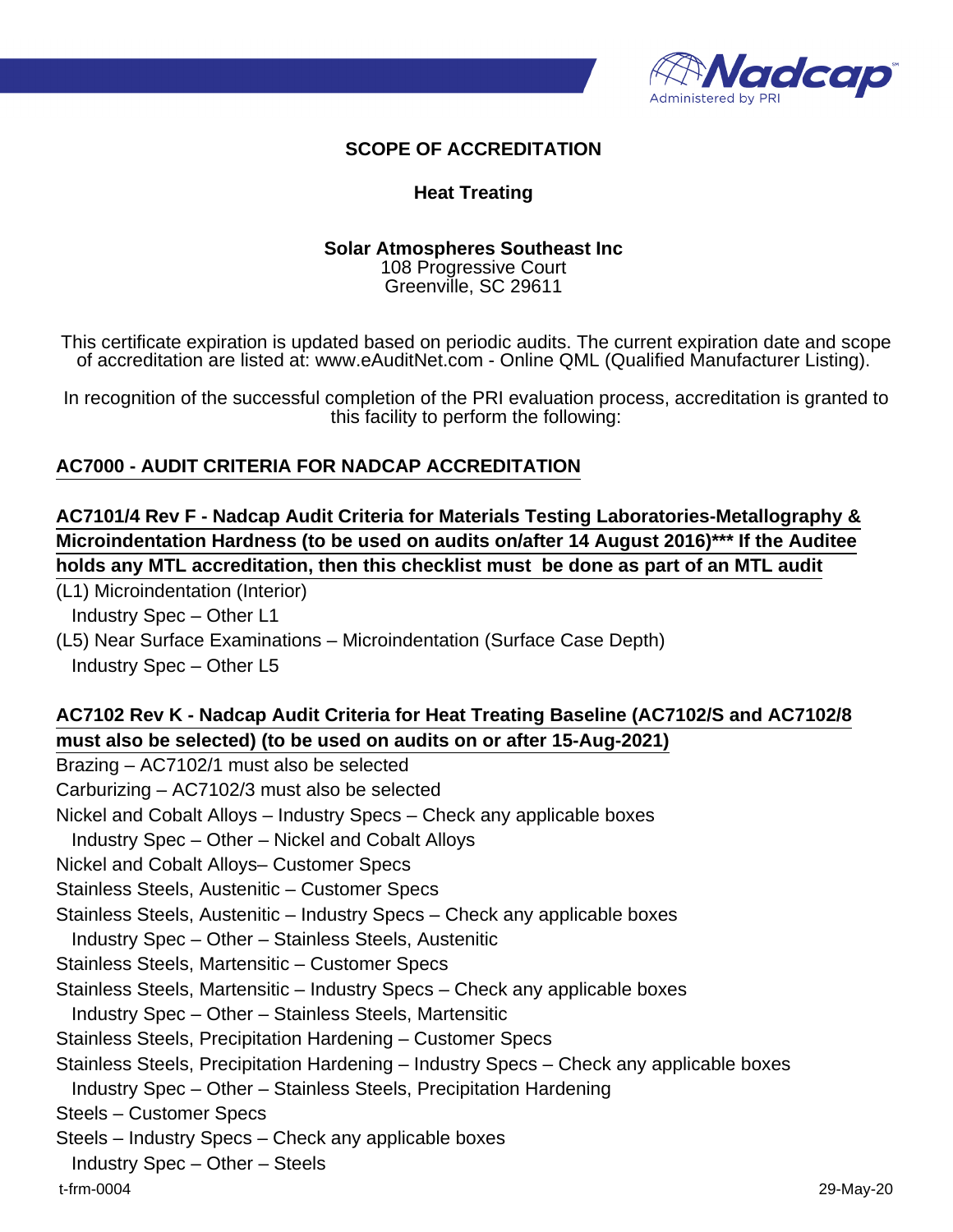# SCOPE OF ACCREDITATION

## Heat Treating

**Solar Atmospheres Southeast Inc**
108 Progressive Court
Greenville, SC 29611

This certificate expiration is updated based on periodic audits. The current expiration date and scope of accreditation are listed at: www.eAuditNet.com - Online QML (Qualified Manufacturer Listing).

In recognition of the successful completion of the PRI evaluation process, accreditation is granted to this facility to perform the following:

### AC7000 - AUDIT CRITERIA FOR NADCAP ACCREDITATION

### AC7101/4 Rev F - Nadcap Audit Criteria for Materials Testing Laboratories-Metallography & Microindentation Hardness (to be used on audits on/after 14 August 2016)*** If the Auditee holds any MTL accreditation, then this checklist must be done as part of an MTL audit

(L1) Microindentation (Interior)
  Industry Spec – Other L1
(L5) Near Surface Examinations – Microindentation (Surface Case Depth)
  Industry Spec – Other L5

### AC7102 Rev K - Nadcap Audit Criteria for Heat Treating Baseline (AC7102/S and AC7102/8 must also be selected) (to be used on audits on or after 15-Aug-2021)

Brazing – AC7102/1 must also be selected
Carburizing – AC7102/3 must also be selected
Nickel and Cobalt Alloys – Industry Specs – Check any applicable boxes
  Industry Spec – Other – Nickel and Cobalt Alloys
Nickel and Cobalt Alloys– Customer Specs
Stainless Steels, Austenitic – Customer Specs
Stainless Steels, Austenitic – Industry Specs – Check any applicable boxes
  Industry Spec – Other – Stainless Steels, Austenitic
Stainless Steels, Martensitic – Customer Specs
Stainless Steels, Martensitic – Industry Specs – Check any applicable boxes
  Industry Spec – Other – Stainless Steels, Martensitic
Stainless Steels, Precipitation Hardening – Customer Specs
Stainless Steels, Precipitation Hardening – Industry Specs – Check any applicable boxes
  Industry Spec – Other – Stainless Steels, Precipitation Hardening
Steels – Customer Specs
Steels – Industry Specs – Check any applicable boxes
  Industry Spec – Other – Steels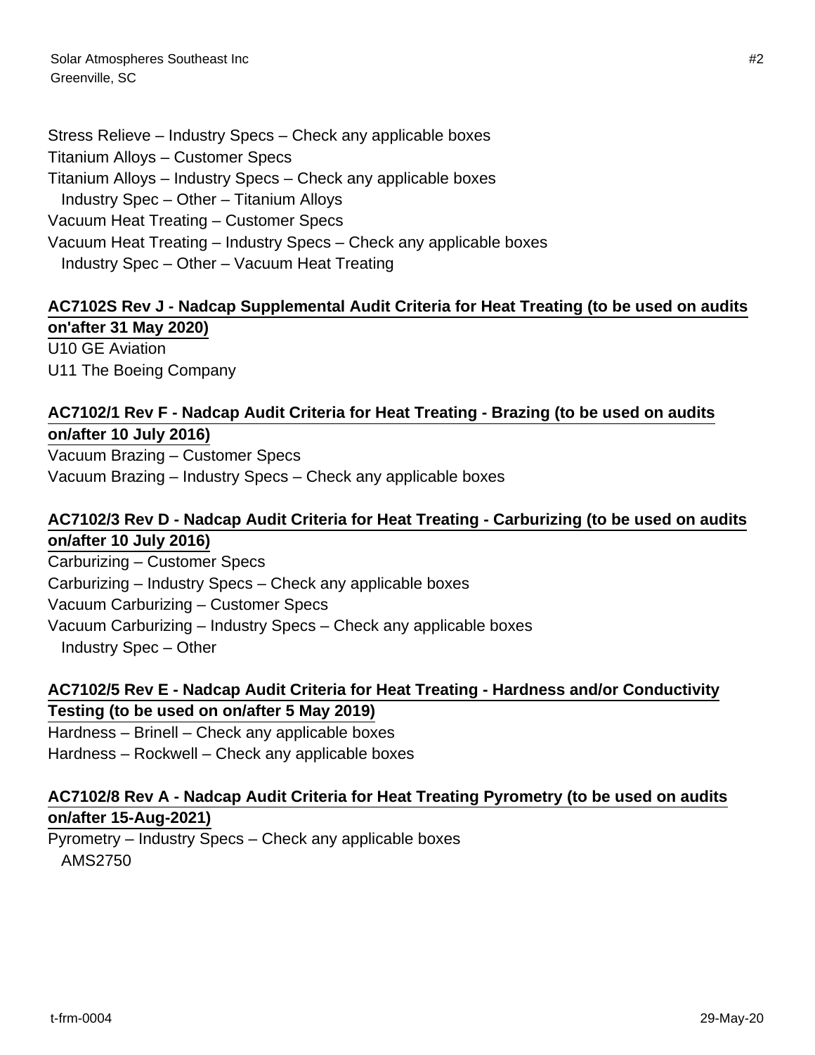Stress Relieve – Industry Specs – Check any applicable boxes
Titanium Alloys – Customer Specs
Titanium Alloys – Industry Specs – Check any applicable boxes
  Industry Spec – Other – Titanium Alloys
Vacuum Heat Treating – Customer Specs
Vacuum Heat Treating – Industry Specs – Check any applicable boxes
  Industry Spec – Other – Vacuum Heat Treating

**AC7102S Rev J - Nadcap Supplemental Audit Criteria for Heat Treating (to be used on audits on'after 31 May 2020)**

U10 GE Aviation
U11 The Boeing Company

**AC7102/1 Rev F - Nadcap Audit Criteria for Heat Treating - Brazing (to be used on audits on/after 10 July 2016)**

Vacuum Brazing – Customer Specs
Vacuum Brazing – Industry Specs – Check any applicable boxes

**AC7102/3 Rev D - Nadcap Audit Criteria for Heat Treating - Carburizing (to be used on audits on/after 10 July 2016)**

Carburizing – Customer Specs
Carburizing – Industry Specs – Check any applicable boxes
Vacuum Carburizing – Customer Specs
Vacuum Carburizing – Industry Specs – Check any applicable boxes
  Industry Spec – Other

**AC7102/5 Rev E - Nadcap Audit Criteria for Heat Treating - Hardness and/or Conductivity Testing (to be used on on/after 5 May 2019)**

Hardness – Brinell – Check any applicable boxes
Hardness – Rockwell – Check any applicable boxes

**AC7102/8 Rev A - Nadcap Audit Criteria for Heat Treating Pyrometry (to be used on audits on/after 15-Aug-2021)**

Pyrometry – Industry Specs – Check any applicable boxes
  AMS2750